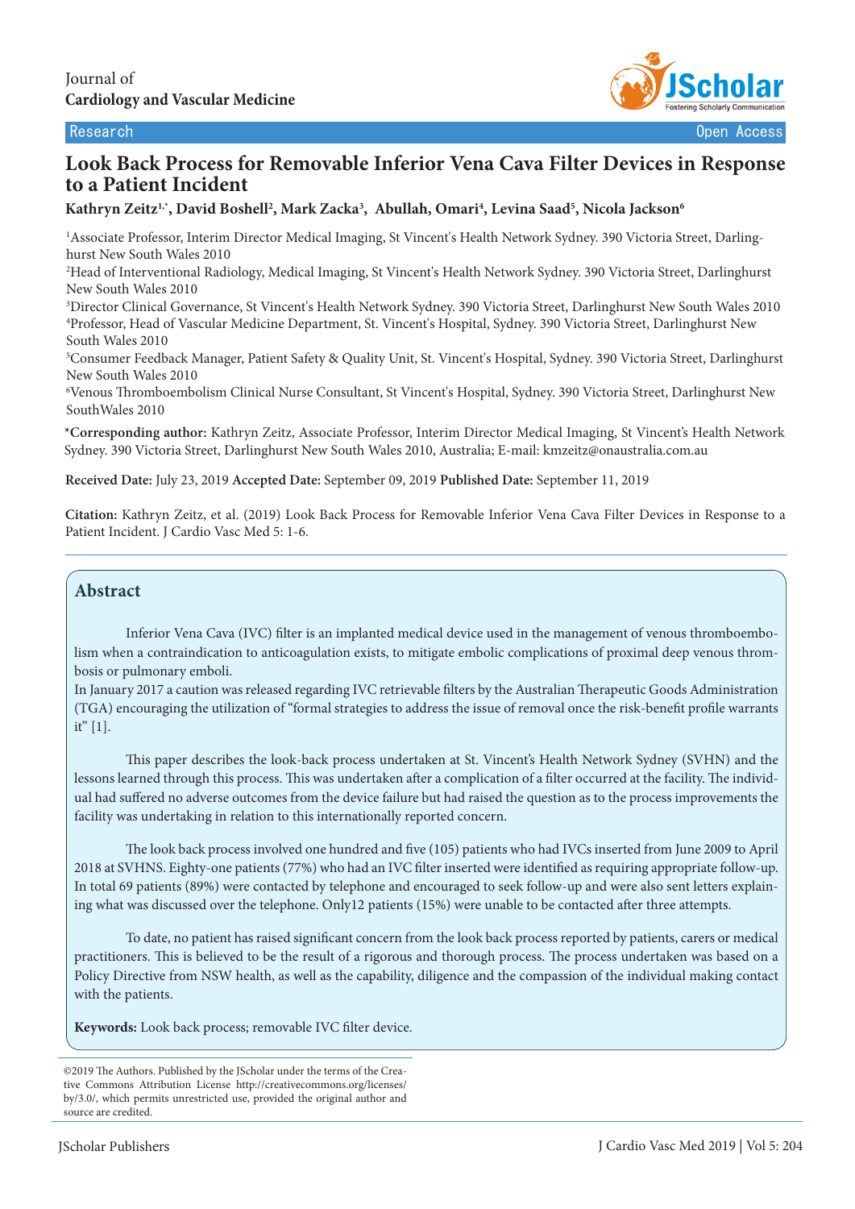Journal of
**Cardiology and Vascular Medicine**

Research | Open Access

# Look Back Process for Removable Inferior Vena Cava Filter Devices in Response to a Patient Incident

**Kathryn Zeitz[1,*], David Boshell[2], Mark Zacka[3], Abullah, Omari[4], Levina Saad[5], Nicola Jackson[6]**

[1]Associate Professor, Interim Director Medical Imaging, St Vincent's Health Network Sydney. 390 Victoria Street, Darlinghurst New South Wales 2010

[2]Head of Interventional Radiology, Medical Imaging, St Vincent's Health Network Sydney. 390 Victoria Street, Darlinghurst New South Wales 2010

[3]Director Clinical Governance, St Vincent's Health Network Sydney. 390 Victoria Street, Darlinghurst New South Wales 2010

[4]Professor, Head of Vascular Medicine Department, St. Vincent's Hospital, Sydney. 390 Victoria Street, Darlinghurst New South Wales 2010

[5]Consumer Feedback Manager, Patient Safety & Quality Unit, St. Vincent's Hospital, Sydney. 390 Victoria Street, Darlinghurst New South Wales 2010

[6]Venous Thromboembolism Clinical Nurse Consultant, St Vincent's Hospital, Sydney. 390 Victoria Street, Darlinghurst New SouthWales 2010

**\*Corresponding author:** Kathryn Zeitz, Associate Professor, Interim Director Medical Imaging, St Vincent's Health Network Sydney. 390 Victoria Street, Darlinghurst New South Wales 2010, Australia; E-mail: kmzeitz@onaustralia.com.au

**Received Date:** July 23, 2019 **Accepted Date:** September 09, 2019 **Published Date:** September 11, 2019

**Citation:** Kathryn Zeitz, et al. (2019) Look Back Process for Removable Inferior Vena Cava Filter Devices in Response to a Patient Incident. J Cardio Vasc Med 5: 1-6.

## Abstract

Inferior Vena Cava (IVC) filter is an implanted medical device used in the management of venous thromboembolism when a contraindication to anticoagulation exists, to mitigate embolic complications of proximal deep venous thrombosis or pulmonary emboli.

In January 2017 a caution was released regarding IVC retrievable filters by the Australian Therapeutic Goods Administration (TGA) encouraging the utilization of "formal strategies to address the issue of removal once the risk-benefit profile warrants it" [1].

This paper describes the look-back process undertaken at St. Vincent's Health Network Sydney (SVHN) and the lessons learned through this process. This was undertaken after a complication of a filter occurred at the facility. The individual had suffered no adverse outcomes from the device failure but had raised the question as to the process improvements the facility was undertaking in relation to this internationally reported concern.

The look back process involved one hundred and five (105) patients who had IVCs inserted from June 2009 to April 2018 at SVHNS. Eighty-one patients (77%) who had an IVC filter inserted were identified as requiring appropriate follow-up. In total 69 patients (89%) were contacted by telephone and encouraged to seek follow-up and were also sent letters explaining what was discussed over the telephone. Only12 patients (15%) were unable to be contacted after three attempts.

To date, no patient has raised significant concern from the look back process reported by patients, carers or medical practitioners. This is believed to be the result of a rigorous and thorough process. The process undertaken was based on a Policy Directive from NSW health, as well as the capability, diligence and the compassion of the individual making contact with the patients.

**Keywords:** Look back process; removable IVC filter device.

©2019 The Authors. Published by the JScholar under the terms of the Creative Commons Attribution License http://creativecommons.org/licenses/by/3.0/, which permits unrestricted use, provided the original author and source are credited.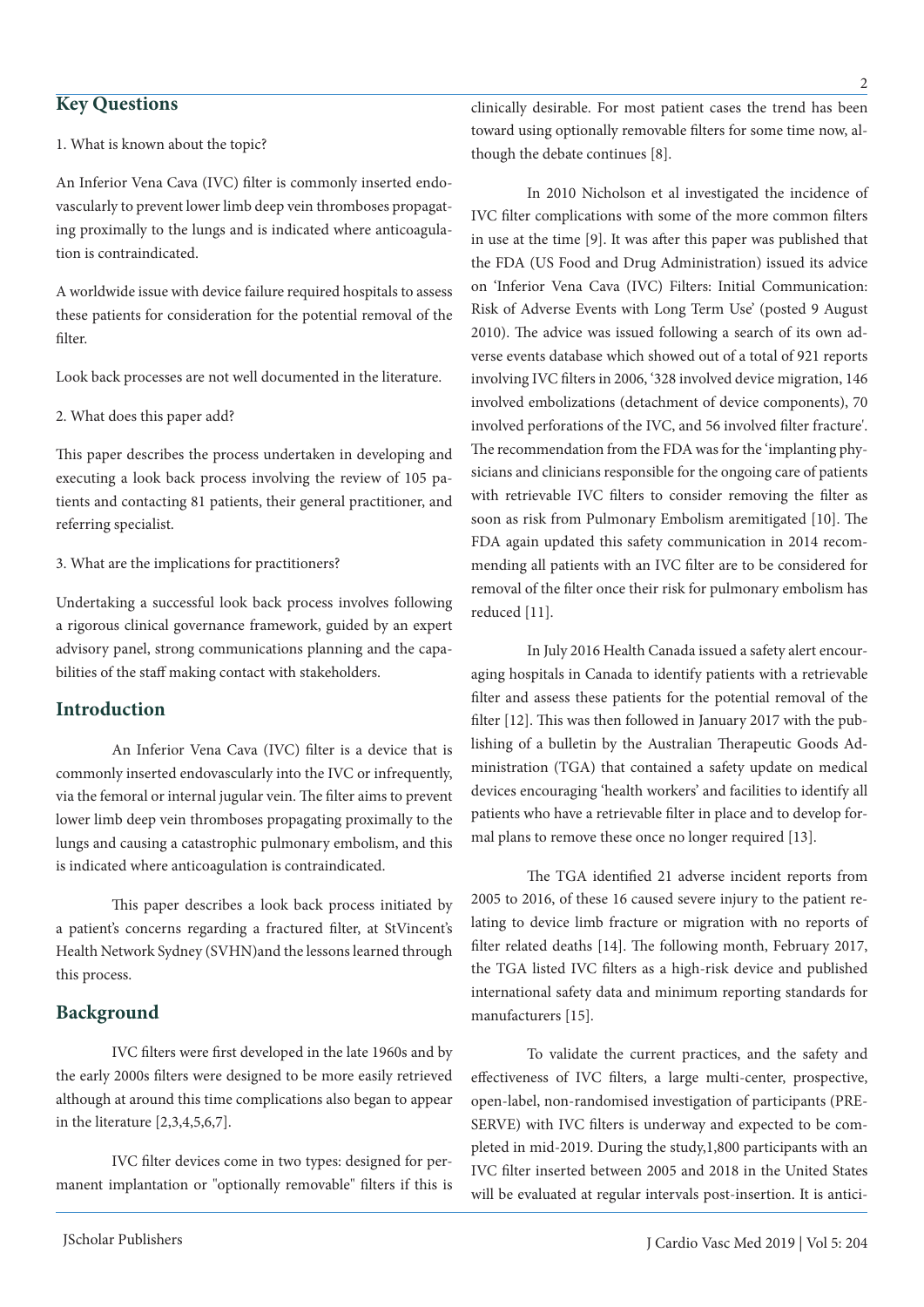## Key Questions

1. What is known about the topic?

An Inferior Vena Cava (IVC) filter is commonly inserted endovascularly to prevent lower limb deep vein thromboses propagating proximally to the lungs and is indicated where anticoagulation is contraindicated.

A worldwide issue with device failure required hospitals to assess these patients for consideration for the potential removal of the filter.

Look back processes are not well documented in the literature.

2. What does this paper add?

This paper describes the process undertaken in developing and executing a look back process involving the review of 105 patients and contacting 81 patients, their general practitioner, and referring specialist.

3. What are the implications for practitioners?

Undertaking a successful look back process involves following a rigorous clinical governance framework, guided by an expert advisory panel, strong communications planning and the capabilities of the staff making contact with stakeholders.

## Introduction

An Inferior Vena Cava (IVC) filter is a device that is commonly inserted endovascularly into the IVC or infrequently, via the femoral or internal jugular vein. The filter aims to prevent lower limb deep vein thromboses propagating proximally to the lungs and causing a catastrophic pulmonary embolism, and this is indicated where anticoagulation is contraindicated.

This paper describes a look back process initiated by a patient's concerns regarding a fractured filter, at StVincent's Health Network Sydney (SVHN)and the lessons learned through this process.

## Background

IVC filters were first developed in the late 1960s and by the early 2000s filters were designed to be more easily retrieved although at around this time complications also began to appear in the literature [2,3,4,5,6,7].

IVC filter devices come in two types: designed for permanent implantation or "optionally removable" filters if this is clinically desirable. For most patient cases the trend has been toward using optionally removable filters for some time now, although the debate continues [8].

In 2010 Nicholson et al investigated the incidence of IVC filter complications with some of the more common filters in use at the time [9]. It was after this paper was published that the FDA (US Food and Drug Administration) issued its advice on 'Inferior Vena Cava (IVC) Filters: Initial Communication: Risk of Adverse Events with Long Term Use' (posted 9 August 2010). The advice was issued following a search of its own adverse events database which showed out of a total of 921 reports involving IVC filters in 2006, '328 involved device migration, 146 involved embolizations (detachment of device components), 70 involved perforations of the IVC, and 56 involved filter fracture'. The recommendation from the FDA was for the 'implanting physicians and clinicians responsible for the ongoing care of patients with retrievable IVC filters to consider removing the filter as soon as risk from Pulmonary Embolism aremitigated [10]. The FDA again updated this safety communication in 2014 recommending all patients with an IVC filter are to be considered for removal of the filter once their risk for pulmonary embolism has reduced [11].

In July 2016 Health Canada issued a safety alert encouraging hospitals in Canada to identify patients with a retrievable filter and assess these patients for the potential removal of the filter [12]. This was then followed in January 2017 with the publishing of a bulletin by the Australian Therapeutic Goods Administration (TGA) that contained a safety update on medical devices encouraging 'health workers' and facilities to identify all patients who have a retrievable filter in place and to develop formal plans to remove these once no longer required [13].

The TGA identified 21 adverse incident reports from 2005 to 2016, of these 16 caused severe injury to the patient relating to device limb fracture or migration with no reports of filter related deaths [14]. The following month, February 2017, the TGA listed IVC filters as a high-risk device and published international safety data and minimum reporting standards for manufacturers [15].

To validate the current practices, and the safety and effectiveness of IVC filters, a large multi-center, prospective, open-label, non-randomised investigation of participants (PRESERVE) with IVC filters is underway and expected to be completed in mid-2019. During the study,1,800 participants with an IVC filter inserted between 2005 and 2018 in the United States will be evaluated at regular intervals post-insertion. It is antici-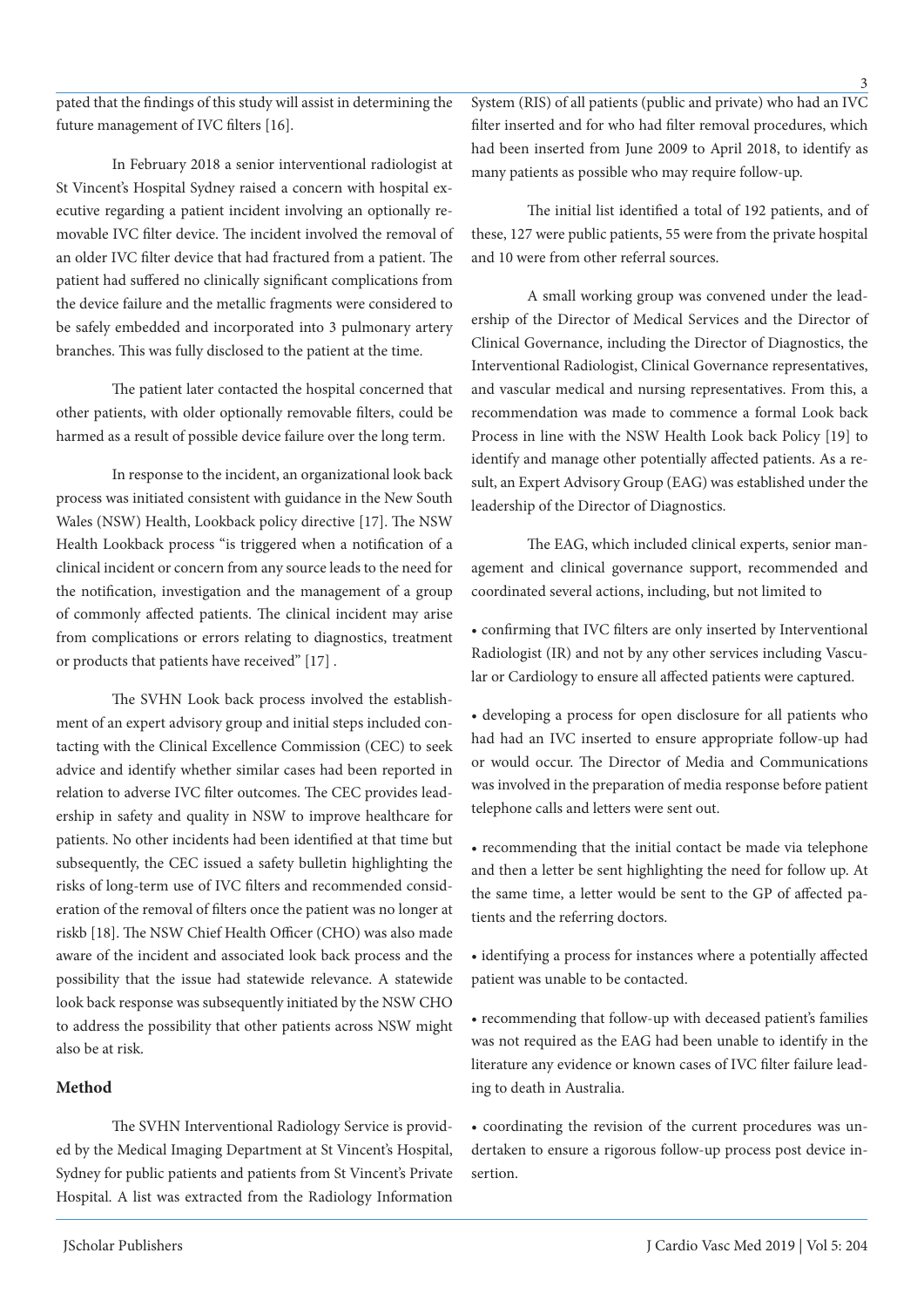pated that the findings of this study will assist in determining the future management of IVC filters [16].

In February 2018 a senior interventional radiologist at St Vincent's Hospital Sydney raised a concern with hospital executive regarding a patient incident involving an optionally removable IVC filter device. The incident involved the removal of an older IVC filter device that had fractured from a patient. The patient had suffered no clinically significant complications from the device failure and the metallic fragments were considered to be safely embedded and incorporated into 3 pulmonary artery branches. This was fully disclosed to the patient at the time.

The patient later contacted the hospital concerned that other patients, with older optionally removable filters, could be harmed as a result of possible device failure over the long term.

In response to the incident, an organizational look back process was initiated consistent with guidance in the New South Wales (NSW) Health, Lookback policy directive [17]. The NSW Health Lookback process "is triggered when a notification of a clinical incident or concern from any source leads to the need for the notification, investigation and the management of a group of commonly affected patients. The clinical incident may arise from complications or errors relating to diagnostics, treatment or products that patients have received" [17] .

The SVHN Look back process involved the establishment of an expert advisory group and initial steps included contacting with the Clinical Excellence Commission (CEC) to seek advice and identify whether similar cases had been reported in relation to adverse IVC filter outcomes. The CEC provides leadership in safety and quality in NSW to improve healthcare for patients. No other incidents had been identified at that time but subsequently, the CEC issued a safety bulletin highlighting the risks of long-term use of IVC filters and recommended consideration of the removal of filters once the patient was no longer at riskb [18]. The NSW Chief Health Officer (CHO) was also made aware of the incident and associated look back process and the possibility that the issue had statewide relevance. A statewide look back response was subsequently initiated by the NSW CHO to address the possibility that other patients across NSW might also be at risk.

## Method

The SVHN Interventional Radiology Service is provided by the Medical Imaging Department at St Vincent's Hospital, Sydney for public patients and patients from St Vincent's Private Hospital. A list was extracted from the Radiology Information System (RIS) of all patients (public and private) who had an IVC filter inserted and for who had filter removal procedures, which had been inserted from June 2009 to April 2018, to identify as many patients as possible who may require follow-up.

The initial list identified a total of 192 patients, and of these, 127 were public patients, 55 were from the private hospital and 10 were from other referral sources.

A small working group was convened under the leadership of the Director of Medical Services and the Director of Clinical Governance, including the Director of Diagnostics, the Interventional Radiologist, Clinical Governance representatives, and vascular medical and nursing representatives. From this, a recommendation was made to commence a formal Look back Process in line with the NSW Health Look back Policy [19] to identify and manage other potentially affected patients. As a result, an Expert Advisory Group (EAG) was established under the leadership of the Director of Diagnostics.

The EAG, which included clinical experts, senior management and clinical governance support, recommended and coordinated several actions, including, but not limited to

- confirming that IVC filters are only inserted by Interventional Radiologist (IR) and not by any other services including Vascular or Cardiology to ensure all affected patients were captured.
- developing a process for open disclosure for all patients who had had an IVC inserted to ensure appropriate follow-up had or would occur. The Director of Media and Communications was involved in the preparation of media response before patient telephone calls and letters were sent out.
- recommending that the initial contact be made via telephone and then a letter be sent highlighting the need for follow up. At the same time, a letter would be sent to the GP of affected patients and the referring doctors.
- identifying a process for instances where a potentially affected patient was unable to be contacted.
- recommending that follow-up with deceased patient's families was not required as the EAG had been unable to identify in the literature any evidence or known cases of IVC filter failure leading to death in Australia.
- coordinating the revision of the current procedures was undertaken to ensure a rigorous follow-up process post device insertion.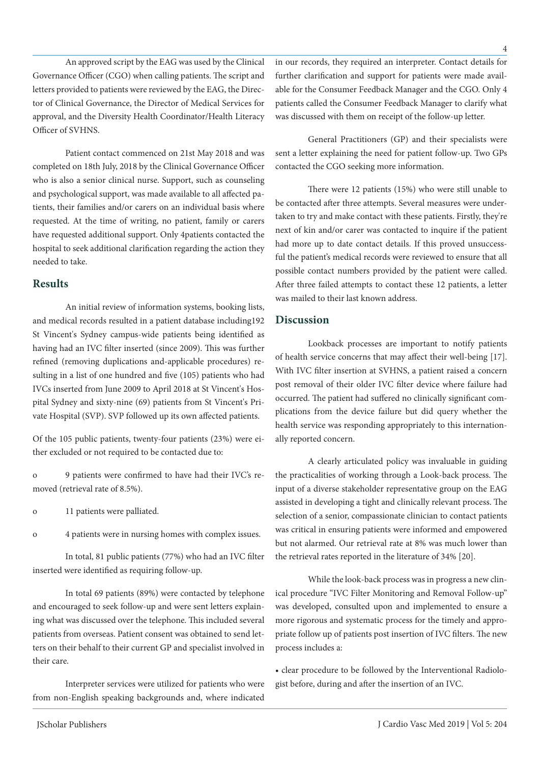An approved script by the EAG was used by the Clinical Governance Officer (CGO) when calling patients. The script and letters provided to patients were reviewed by the EAG, the Director of Clinical Governance, the Director of Medical Services for approval, and the Diversity Health Coordinator/Health Literacy Officer of SVHNS.

Patient contact commenced on 21st May 2018 and was completed on 18th July, 2018 by the Clinical Governance Officer who is also a senior clinical nurse. Support, such as counseling and psychological support, was made available to all affected patients, their families and/or carers on an individual basis where requested. At the time of writing, no patient, family or carers have requested additional support. Only 4patients contacted the hospital to seek additional clarification regarding the action they needed to take.

## Results

An initial review of information systems, booking lists, and medical records resulted in a patient database including192 St Vincent's Sydney campus-wide patients being identified as having had an IVC filter inserted (since 2009). This was further refined (removing duplications and-applicable procedures) resulting in a list of one hundred and five (105) patients who had IVCs inserted from June 2009 to April 2018 at St Vincent's Hospital Sydney and sixty-nine (69) patients from St Vincent's Private Hospital (SVP). SVP followed up its own affected patients.

Of the 105 public patients, twenty-four patients (23%) were either excluded or not required to be contacted due to:

- 9 patients were confirmed to have had their IVC's removed (retrieval rate of 8.5%).
- 11 patients were palliated.
- 4 patients were in nursing homes with complex issues.

In total, 81 public patients (77%) who had an IVC filter inserted were identified as requiring follow-up.

In total 69 patients (89%) were contacted by telephone and encouraged to seek follow-up and were sent letters explaining what was discussed over the telephone. This included several patients from overseas. Patient consent was obtained to send letters on their behalf to their current GP and specialist involved in their care.

Interpreter services were utilized for patients who were from non-English speaking backgrounds and, where indicated in our records, they required an interpreter. Contact details for further clarification and support for patients were made available for the Consumer Feedback Manager and the CGO. Only 4 patients called the Consumer Feedback Manager to clarify what was discussed with them on receipt of the follow-up letter.

General Practitioners (GP) and their specialists were sent a letter explaining the need for patient follow-up. Two GPs contacted the CGO seeking more information.

There were 12 patients (15%) who were still unable to be contacted after three attempts. Several measures were undertaken to try and make contact with these patients. Firstly, they're next of kin and/or carer was contacted to inquire if the patient had more up to date contact details. If this proved unsuccessful the patient's medical records were reviewed to ensure that all possible contact numbers provided by the patient were called. After three failed attempts to contact these 12 patients, a letter was mailed to their last known address.

## Discussion

Lookback processes are important to notify patients of health service concerns that may affect their well-being [17]. With IVC filter insertion at SVHNS, a patient raised a concern post removal of their older IVC filter device where failure had occurred. The patient had suffered no clinically significant complications from the device failure but did query whether the health service was responding appropriately to this internationally reported concern.

A clearly articulated policy was invaluable in guiding the practicalities of working through a Look-back process. The input of a diverse stakeholder representative group on the EAG assisted in developing a tight and clinically relevant process. The selection of a senior, compassionate clinician to contact patients was critical in ensuring patients were informed and empowered but not alarmed. Our retrieval rate at 8% was much lower than the retrieval rates reported in the literature of 34% [20].

While the look-back process was in progress a new clinical procedure "IVC Filter Monitoring and Removal Follow-up" was developed, consulted upon and implemented to ensure a more rigorous and systematic process for the timely and appropriate follow up of patients post insertion of IVC filters. The new process includes a:

- clear procedure to be followed by the Interventional Radiologist before, during and after the insertion of an IVC.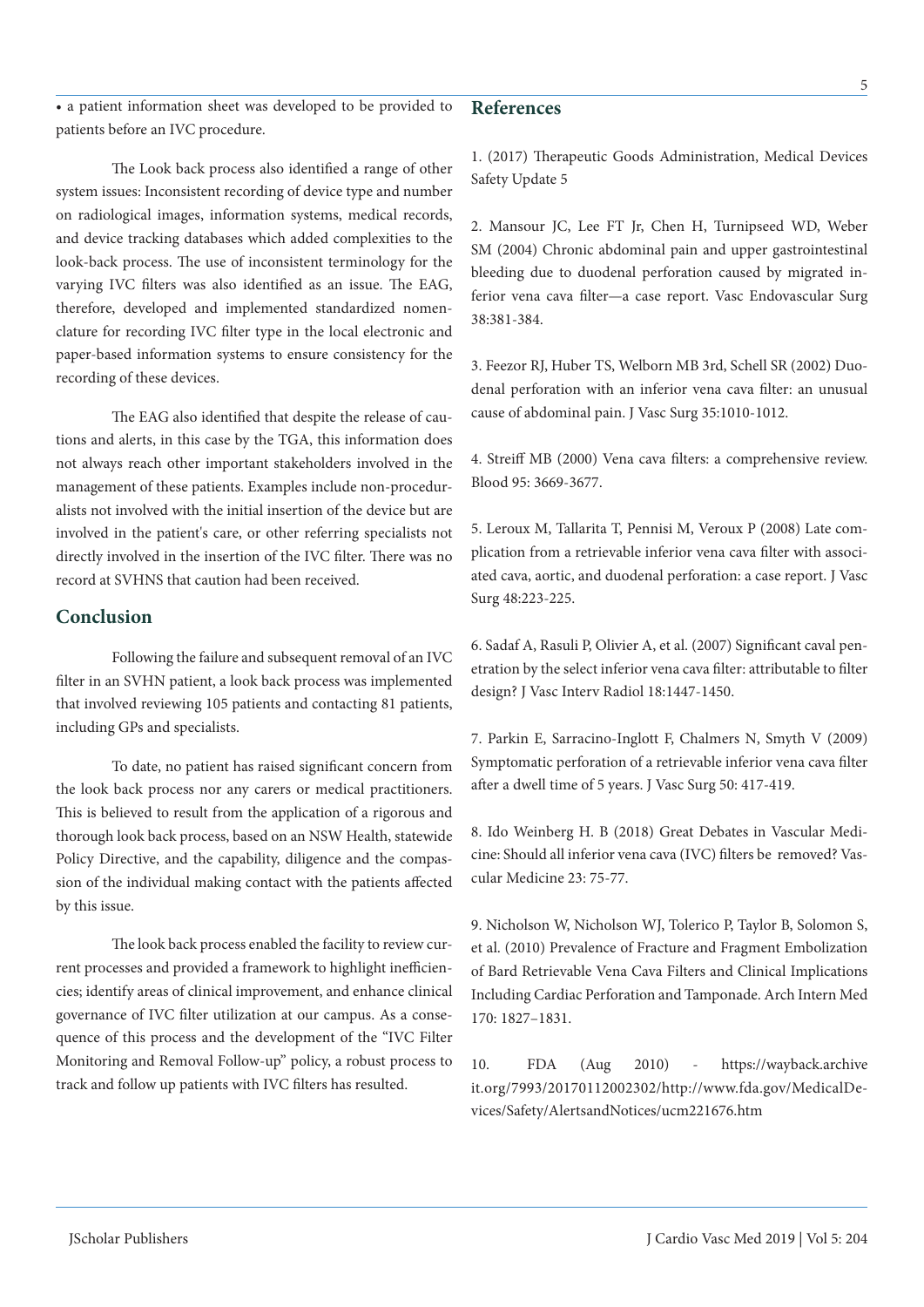• a patient information sheet was developed to be provided to patients before an IVC procedure.

The Look back process also identified a range of other system issues: Inconsistent recording of device type and number on radiological images, information systems, medical records, and device tracking databases which added complexities to the look-back process. The use of inconsistent terminology for the varying IVC filters was also identified as an issue. The EAG, therefore, developed and implemented standardized nomenclature for recording IVC filter type in the local electronic and paper-based information systems to ensure consistency for the recording of these devices.

The EAG also identified that despite the release of cautions and alerts, in this case by the TGA, this information does not always reach other important stakeholders involved in the management of these patients. Examples include non-proceduralists not involved with the initial insertion of the device but are involved in the patient's care, or other referring specialists not directly involved in the insertion of the IVC filter. There was no record at SVHNS that caution had been received.

## Conclusion

Following the failure and subsequent removal of an IVC filter in an SVHN patient, a look back process was implemented that involved reviewing 105 patients and contacting 81 patients, including GPs and specialists.

To date, no patient has raised significant concern from the look back process nor any carers or medical practitioners. This is believed to result from the application of a rigorous and thorough look back process, based on an NSW Health, statewide Policy Directive, and the capability, diligence and the compassion of the individual making contact with the patients affected by this issue.

The look back process enabled the facility to review current processes and provided a framework to highlight inefficiencies; identify areas of clinical improvement, and enhance clinical governance of IVC filter utilization at our campus. As a consequence of this process and the development of the "IVC Filter Monitoring and Removal Follow-up" policy, a robust process to track and follow up patients with IVC filters has resulted.

## References

1. (2017) Therapeutic Goods Administration, Medical Devices Safety Update 5

2. Mansour JC, Lee FT Jr, Chen H, Turnipseed WD, Weber SM (2004) Chronic abdominal pain and upper gastrointestinal bleeding due to duodenal perforation caused by migrated inferior vena cava filter—a case report. Vasc Endovascular Surg 38:381-384.

3. Feezor RJ, Huber TS, Welborn MB 3rd, Schell SR (2002) Duodenal perforation with an inferior vena cava filter: an unusual cause of abdominal pain. J Vasc Surg 35:1010-1012.

4. Streiff MB (2000) Vena cava filters: a comprehensive review. Blood 95: 3669-3677.

5. Leroux M, Tallarita T, Pennisi M, Veroux P (2008) Late complication from a retrievable inferior vena cava filter with associated cava, aortic, and duodenal perforation: a case report. J Vasc Surg 48:223-225.

6. Sadaf A, Rasuli P, Olivier A, et al. (2007) Significant caval penetration by the select inferior vena cava filter: attributable to filter design? J Vasc Interv Radiol 18:1447-1450.

7. Parkin E, Sarracino-Inglott F, Chalmers N, Smyth V (2009) Symptomatic perforation of a retrievable inferior vena cava filter after a dwell time of 5 years. J Vasc Surg 50: 417-419.

8. Ido Weinberg H. B (2018) Great Debates in Vascular Medicine: Should all inferior vena cava (IVC) filters be removed? Vascular Medicine 23: 75-77.

9. Nicholson W, Nicholson WJ, Tolerico P, Taylor B, Solomon S, et al. (2010) Prevalence of Fracture and Fragment Embolization of Bard Retrievable Vena Cava Filters and Clinical Implications Including Cardiac Perforation and Tamponade. Arch Intern Med 170: 1827–1831.

10. FDA (Aug 2010) - https://wayback.archive it.org/7993/20170112002302/http://www.fda.gov/MedicalDevices/Safety/AlertsandNotices/ucm221676.htm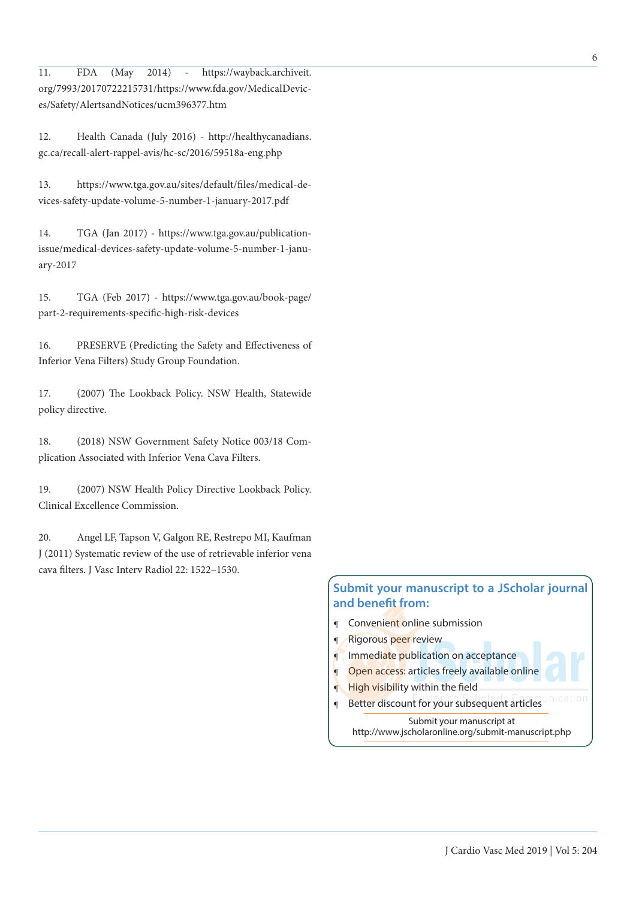11. FDA (May 2014) - https://wayback.archiveit.org/7993/20170722215731/https://www.fda.gov/MedicalDevices/Safety/AlertsandNotices/ucm396377.htm

12. Health Canada (July 2016) - http://healthycanadians.gc.ca/recall-alert-rappel-avis/hc-sc/2016/59518a-eng.php

13. https://www.tga.gov.au/sites/default/files/medical-devices-safety-update-volume-5-number-1-january-2017.pdf

14. TGA (Jan 2017) - https://www.tga.gov.au/publication-issue/medical-devices-safety-update-volume-5-number-1-january-2017

15. TGA (Feb 2017) - https://www.tga.gov.au/book-page/part-2-requirements-specific-high-risk-devices

16. PRESERVE (Predicting the Safety and Effectiveness of Inferior Vena Filters) Study Group Foundation.

17. (2007) The Lookback Policy. NSW Health, Statewide policy directive.

18. (2018) NSW Government Safety Notice 003/18 Complication Associated with Inferior Vena Cava Filters.

19. (2007) NSW Health Policy Directive Lookback Policy. Clinical Excellence Commission.

20. Angel LF, Tapson V, Galgon RE, Restrepo MI, Kaufman J (2011) Systematic review of the use of retrievable inferior vena cava filters. J Vasc Interv Radiol 22: 1522–1530.

**Submit your manuscript to a JScholar journal and benefit from:**

- Convenient online submission
- Rigorous peer review
- Immediate publication on acceptance
- Open access: articles freely available online
- High visibility within the field
- Better discount for your subsequent articles

Submit your manuscript at
http://www.jscholaronline.org/submit-manuscript.php